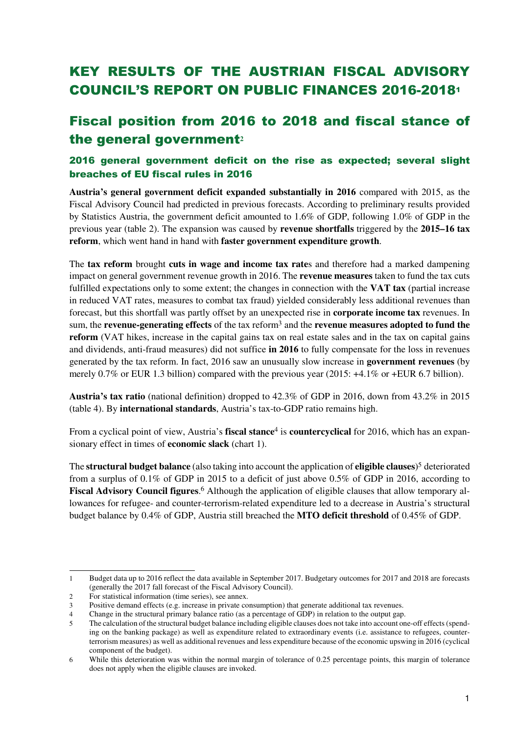# KEY RESULTS OF THE AUSTRIAN FISCAL ADVISORY COUNCIL'S REPORT ON PUBLIC FINANCES 2016-2018[1]

## Fiscal position from 2016 to 2018 and fiscal stance of the general government[2]

### 2016 general government deficit on the rise as expected; several slight breaches of EU fiscal rules in 2016

**Austria's general government deficit expanded substantially in 2016** compared with 2015, as the Fiscal Advisory Council had predicted in previous forecasts. According to preliminary results provided by Statistics Austria, the government deficit amounted to 1.6% of GDP, following 1.0% of GDP in the previous year (table 2). The expansion was caused by **revenue shortfalls** triggered by the **2015–16 tax reform**, which went hand in hand with **faster government expenditure growth**.

The **tax reform** brought **cuts in wage and income tax rate**s and therefore had a marked dampening impact on general government revenue growth in 2016. The **revenue measures** taken to fund the tax cuts fulfilled expectations only to some extent; the changes in connection with the **VAT tax** (partial increase in reduced VAT rates, measures to combat tax fraud) yielded considerably less additional revenues than forecast, but this shortfall was partly offset by an unexpected rise in **corporate income tax** revenues. In sum, the **revenue-generating effects** of the tax reform[3] and the **revenue measures adopted to fund the reform** (VAT hikes, increase in the capital gains tax on real estate sales and in the tax on capital gains and dividends, anti-fraud measures) did not suffice **in 2016** to fully compensate for the loss in revenues generated by the tax reform. In fact, 2016 saw an unusually slow increase in **government revenues** (by merely 0.7% or EUR 1.3 billion) compared with the previous year (2015: +4.1% or +EUR 6.7 billion).

**Austria's tax ratio** (national definition) dropped to 42.3% of GDP in 2016, down from 43.2% in 2015 (table 4). By **international standards**, Austria's tax-to-GDP ratio remains high.

From a cyclical point of view, Austria's **fiscal stance**[4] is **countercyclical** for 2016, which has an expansionary effect in times of **economic slack** (chart 1).

The **structural budget balance** (also taking into account the application of **eligible clauses**)[5] deteriorated from a surplus of 0.1% of GDP in 2015 to a deficit of just above 0.5% of GDP in 2016, according to **Fiscal Advisory Council figures**.[6] Although the application of eligible clauses that allow temporary allowances for refugee- and counter-terrorism-related expenditure led to a decrease in Austria's structural budget balance by 0.4% of GDP, Austria still breached the **MTO deficit threshold** of 0.45% of GDP.

---

1 Budget data up to 2016 reflect the data available in September 2017. Budgetary outcomes for 2017 and 2018 are forecasts (generally the 2017 fall forecast of the Fiscal Advisory Council).

2 For statistical information (time series), see annex.

3 Positive demand effects (e.g. increase in private consumption) that generate additional tax revenues.

4 Change in the structural primary balance ratio (as a percentage of GDP) in relation to the output gap.

5 The calculation of the structural budget balance including eligible clauses does not take into account one-off effects (spending on the banking package) as well as expenditure related to extraordinary events (i.e. assistance to refugees, counter-terrorism measures) as well as additional revenues and less expenditure because of the economic upswing in 2016 (cyclical component of the budget).

6 While this deterioration was within the normal margin of tolerance of 0.25 percentage points, this margin of tolerance does not apply when the eligible clauses are invoked.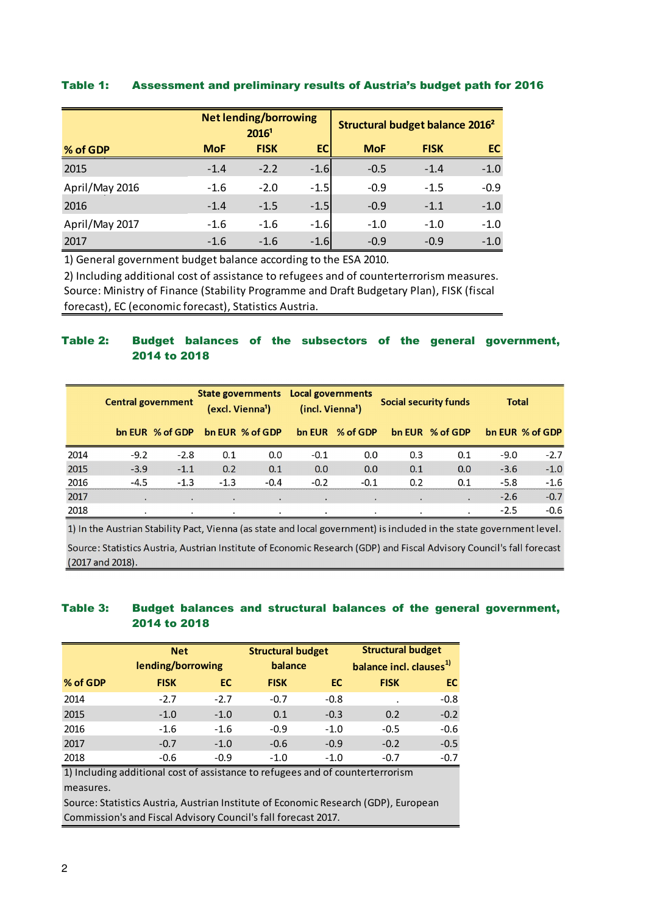**Table 1: Assessment and preliminary results of Austria's budget path for 2016**

| % of GDP | Net lending/borrowing 2016[1] MoF | FISK | EC | Structural budget balance 2016[2] MoF | FISK | EC |
|---|---|---|---|---|---|---|
| 2015 | -1.4 | -2.2 | -1.6 | -0.5 | -1.4 | -1.0 |
| April/May 2016 | -1.6 | -2.0 | -1.5 | -0.9 | -1.5 | -0.9 |
| 2016 | -1.4 | -1.5 | -1.5 | -0.9 | -1.1 | -1.0 |
| April/May 2017 | -1.6 | -1.6 | -1.6 | -1.0 | -1.0 | -1.0 |
| 2017 | -1.6 | -1.6 | -1.6 | -0.9 | -0.9 | -1.0 |

1) General government budget balance according to the ESA 2010.
2) Including additional cost of assistance to refugees and of counterterrorism measures.
Source: Ministry of Finance (Stability Programme and Draft Budgetary Plan), FISK (fiscal forecast), EC (economic forecast), Statistics Austria.

**Table 2: Budget balances of the subsectors of the general government, 2014 to 2018**

| | Central government | | State governments (excl. Vienna[1]) | | Local governments (incl. Vienna[1]) | | Social security funds | | Total | |
|---|---|---|---|---|---|---|---|---|---|---|
| | bn EUR | % of GDP | bn EUR | % of GDP | bn EUR | % of GDP | bn EUR | % of GDP | bn EUR | % of GDP |
| 2014 | -9.2 | -2.8 | 0.1 | 0.0 | -0.1 | 0.0 | 0.3 | 0.1 | -9.0 | -2.7 |
| 2015 | -3.9 | -1.1 | 0.2 | 0.1 | 0.0 | 0.0 | 0.1 | 0.0 | -3.6 | -1.0 |
| 2016 | -4.5 | -1.3 | -1.3 | -0.4 | -0.2 | -0.1 | 0.2 | 0.1 | -5.8 | -1.6 |
| 2017 | . | . | . | . | . | . | . | . | -2.6 | -0.7 |
| 2018 | . | . | . | . | . | . | . | . | -2.5 | -0.6 |

1) In the Austrian Stability Pact, Vienna (as state and local government) is included in the state government level.

Source: Statistics Austria, Austrian Institute of Economic Research (GDP) and Fiscal Advisory Council's fall forecast (2017 and 2018).

**Table 3: Budget balances and structural balances of the general government, 2014 to 2018**

| % of GDP | Net lending/borrowing FISK | EC | Structural budget balance FISK | EC | Structural budget balance incl. clauses[1] FISK | EC |
|---|---|---|---|---|---|---|
| 2014 | -2.7 | -2.7 | -0.7 | -0.8 | . | -0.8 |
| 2015 | -1.0 | -1.0 | 0.1 | -0.3 | 0.2 | -0.2 |
| 2016 | -1.6 | -1.6 | -0.9 | -1.0 | -0.5 | -0.6 |
| 2017 | -0.7 | -1.0 | -0.6 | -0.9 | -0.2 | -0.5 |
| 2018 | -0.6 | -0.9 | -1.0 | -1.0 | -0.7 | -0.7 |

1) Including additional cost of assistance to refugees and of counterterrorism measures.
Source: Statistics Austria, Austrian Institute of Economic Research (GDP), European Commission's and Fiscal Advisory Council's fall forecast 2017.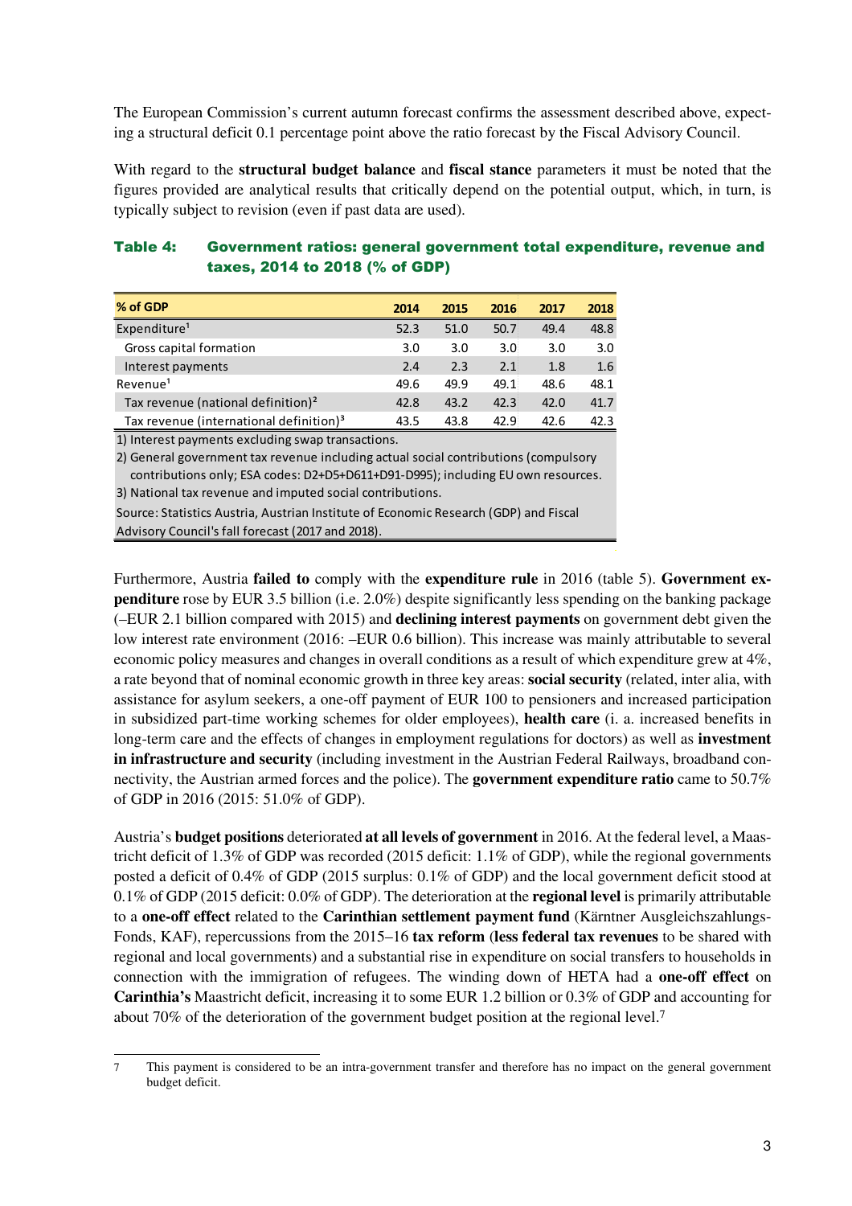The European Commission's current autumn forecast confirms the assessment described above, expecting a structural deficit 0.1 percentage point above the ratio forecast by the Fiscal Advisory Council.

With regard to the **structural budget balance** and **fiscal stance** parameters it must be noted that the figures provided are analytical results that critically depend on the potential output, which, in turn, is typically subject to revision (even if past data are used).

**Table 4: Government ratios: general government total expenditure, revenue and taxes, 2014 to 2018 (% of GDP)**

| % of GDP | 2014 | 2015 | 2016 | 2017 | 2018 |
|---|---|---|---|---|---|
| Expenditure[1] | 52.3 | 51.0 | 50.7 | 49.4 | 48.8 |
| Gross capital formation | 3.0 | 3.0 | 3.0 | 3.0 | 3.0 |
| Interest payments | 2.4 | 2.3 | 2.1 | 1.8 | 1.6 |
| Revenue[1] | 49.6 | 49.9 | 49.1 | 48.6 | 48.1 |
| Tax revenue (national definition)[2] | 42.8 | 43.2 | 42.3 | 42.0 | 41.7 |
| Tax revenue (international definition)[3] | 43.5 | 43.8 | 42.9 | 42.6 | 42.3 |

1) Interest payments excluding swap transactions.

2) General government tax revenue including actual social contributions (compulsory contributions only; ESA codes: D2+D5+D611+D91-D995); including EU own resources.

3) National tax revenue and imputed social contributions.

Source: Statistics Austria, Austrian Institute of Economic Research (GDP) and Fiscal Advisory Council's fall forecast (2017 and 2018).

Furthermore, Austria **failed to** comply with the **expenditure rule** in 2016 (table 5). **Government expenditure** rose by EUR 3.5 billion (i.e. 2.0%) despite significantly less spending on the banking package (–EUR 2.1 billion compared with 2015) and **declining interest payments** on government debt given the low interest rate environment (2016: –EUR 0.6 billion). This increase was mainly attributable to several economic policy measures and changes in overall conditions as a result of which expenditure grew at 4%, a rate beyond that of nominal economic growth in three key areas: **social security** (related, inter alia, with assistance for asylum seekers, a one-off payment of EUR 100 to pensioners and increased participation in subsidized part-time working schemes for older employees), **health care** (i. a. increased benefits in long-term care and the effects of changes in employment regulations for doctors) as well as **investment in infrastructure and security** (including investment in the Austrian Federal Railways, broadband connectivity, the Austrian armed forces and the police). The **government expenditure ratio** came to 50.7% of GDP in 2016 (2015: 51.0% of GDP).

Austria's **budget positions** deteriorated **at all levels of government** in 2016. At the federal level, a Maastricht deficit of 1.3% of GDP was recorded (2015 deficit: 1.1% of GDP), while the regional governments posted a deficit of 0.4% of GDP (2015 surplus: 0.1% of GDP) and the local government deficit stood at 0.1% of GDP (2015 deficit: 0.0% of GDP). The deterioration at the **regional level** is primarily attributable to a **one-off effect** related to the **Carinthian settlement payment fund** (Kärntner Ausgleichszahlungs-Fonds, KAF), repercussions from the 2015–16 **tax reform** (**less federal tax revenues** to be shared with regional and local governments) and a substantial rise in expenditure on social transfers to households in connection with the immigration of refugees. The winding down of HETA had a **one-off effect** on **Carinthia's** Maastricht deficit, increasing it to some EUR 1.2 billion or 0.3% of GDP and accounting for about 70% of the deterioration of the government budget position at the regional level.[7]

7 This payment is considered to be an intra-government transfer and therefore has no impact on the general government budget deficit.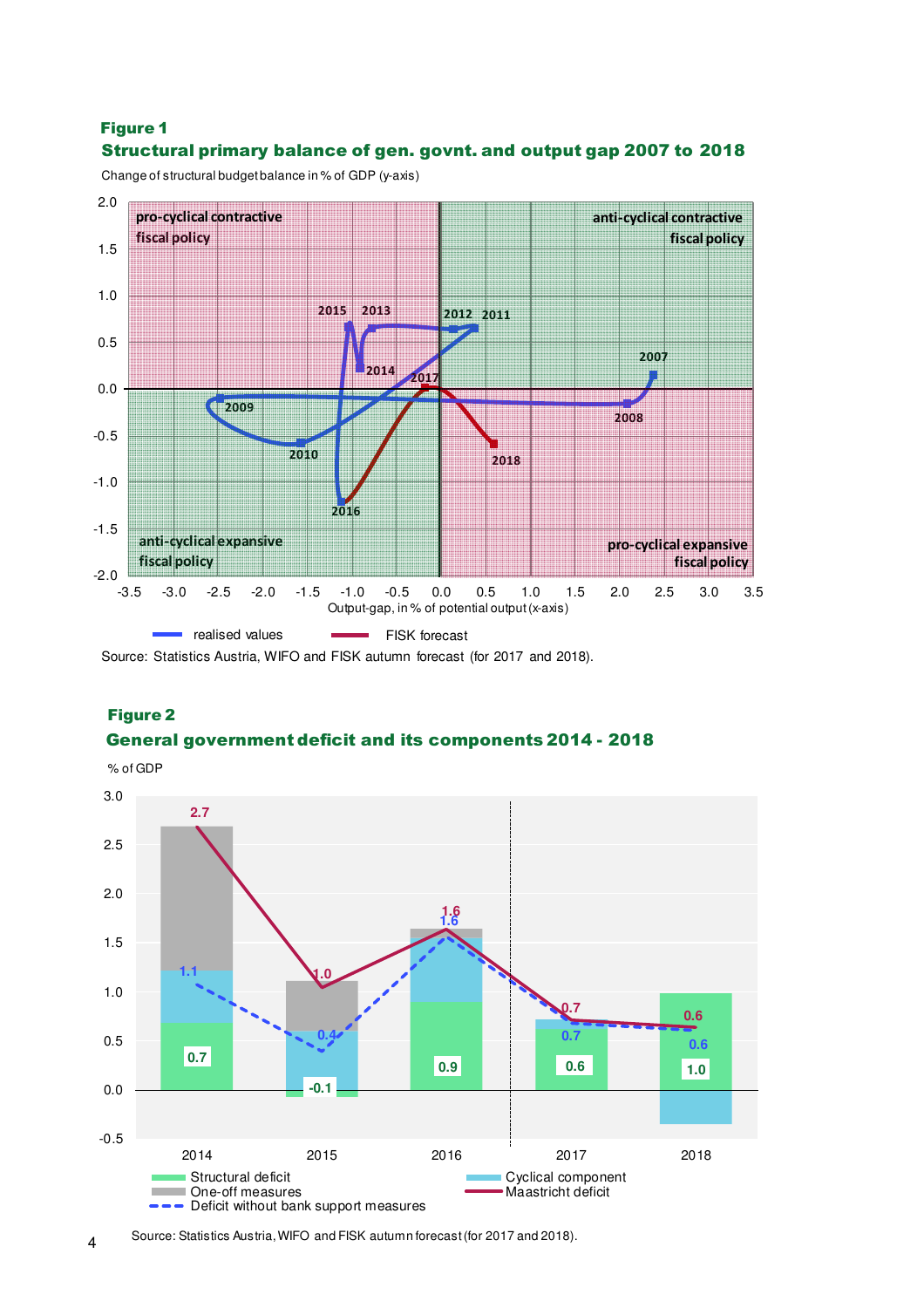**Figure 1**

**Structural primary balance of gen. govnt. and output gap 2007 to 2018**

Change of structural budget balance in % of GDP (y-axis)

pro-cyclical contractive fiscal policy

anti-cyclical contractive fiscal policy

anti-cyclical expansive fiscal policy

pro-cyclical expansive fiscal policy

Output-gap, in % of potential output (x-axis)

realised values — FISK forecast

Source: Statistics Austria, WIFO and FISK autumn forecast (for 2017 and 2018).

**Figure 2**

**General government deficit and its components 2014 - 2018**

% of GDP

| | 2014 | 2015 | 2016 | 2017 | 2018 |
|---|---|---|---|---|---|
| Structural deficit | 0.7 | -0.1 | 0.9 | 0.6 | 1.0 |
| Deficit without bank support measures | 1.1 | 0.4 | 1.6 | 0.7 | 0.6 |
| Maastricht deficit | 2.7 | 1.0 | 1.6 | 0.7 | 0.6 |

Structural deficit, Cyclical component, One-off measures, Maastricht deficit, Deficit without bank support measures

Source: Statistics Austria, WIFO and FISK autumn forecast (for 2017 and 2018).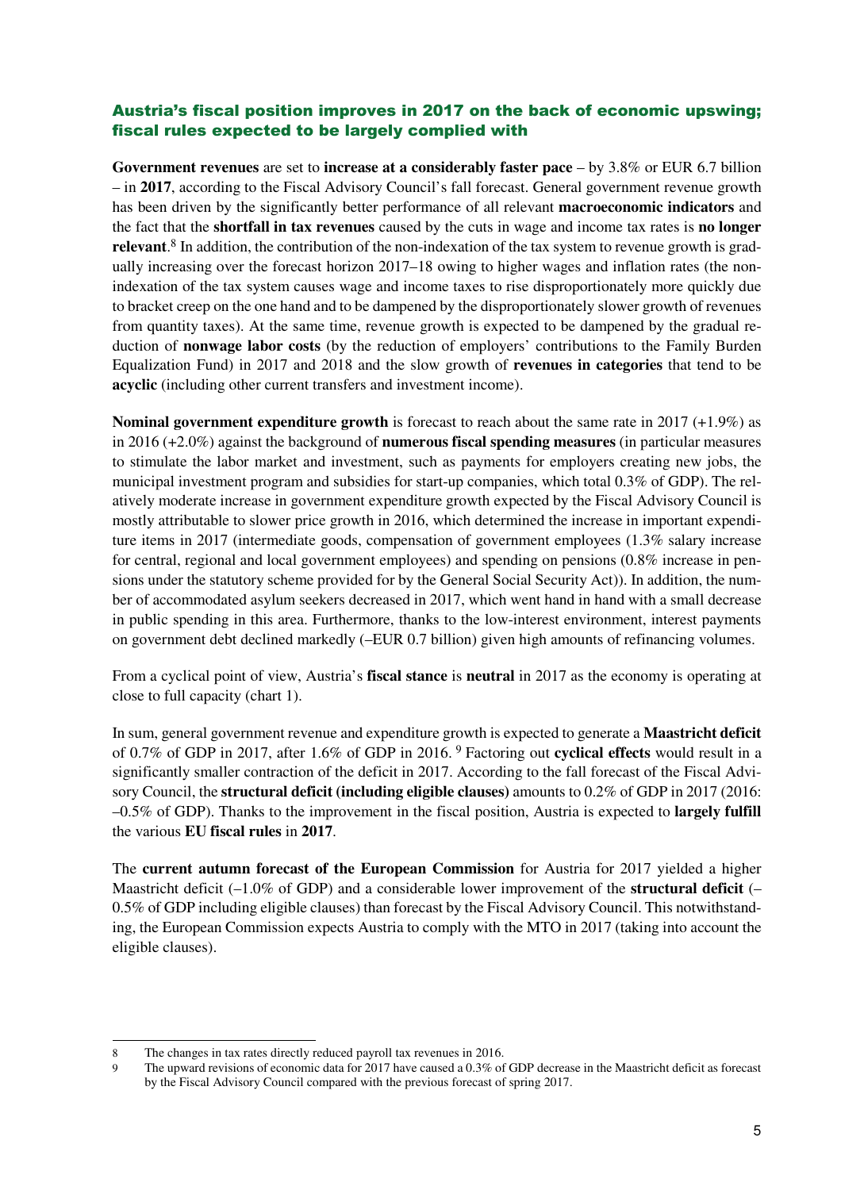## Austria's fiscal position improves in 2017 on the back of economic upswing; fiscal rules expected to be largely complied with

**Government revenues** are set to **increase at a considerably faster pace** – by 3.8% or EUR 6.7 billion – in **2017**, according to the Fiscal Advisory Council's fall forecast. General government revenue growth has been driven by the significantly better performance of all relevant **macroeconomic indicators** and the fact that the **shortfall in tax revenues** caused by the cuts in wage and income tax rates is **no longer relevant**.[8] In addition, the contribution of the non-indexation of the tax system to revenue growth is gradually increasing over the forecast horizon 2017–18 owing to higher wages and inflation rates (the non-indexation of the tax system causes wage and income taxes to rise disproportionately more quickly due to bracket creep on the one hand and to be dampened by the disproportionately slower growth of revenues from quantity taxes). At the same time, revenue growth is expected to be dampened by the gradual reduction of **nonwage labor costs** (by the reduction of employers' contributions to the Family Burden Equalization Fund) in 2017 and 2018 and the slow growth of **revenues in categories** that tend to be **acyclic** (including other current transfers and investment income).

**Nominal government expenditure growth** is forecast to reach about the same rate in 2017 (+1.9%) as in 2016 (+2.0%) against the background of **numerous fiscal spending measures** (in particular measures to stimulate the labor market and investment, such as payments for employers creating new jobs, the municipal investment program and subsidies for start-up companies, which total 0.3% of GDP). The relatively moderate increase in government expenditure growth expected by the Fiscal Advisory Council is mostly attributable to slower price growth in 2016, which determined the increase in important expenditure items in 2017 (intermediate goods, compensation of government employees (1.3% salary increase for central, regional and local government employees) and spending on pensions (0.8% increase in pensions under the statutory scheme provided for by the General Social Security Act)). In addition, the number of accommodated asylum seekers decreased in 2017, which went hand in hand with a small decrease in public spending in this area. Furthermore, thanks to the low-interest environment, interest payments on government debt declined markedly (–EUR 0.7 billion) given high amounts of refinancing volumes.

From a cyclical point of view, Austria's **fiscal stance** is **neutral** in 2017 as the economy is operating at close to full capacity (chart 1).

In sum, general government revenue and expenditure growth is expected to generate a **Maastricht deficit** of 0.7% of GDP in 2017, after 1.6% of GDP in 2016. [9] Factoring out **cyclical effects** would result in a significantly smaller contraction of the deficit in 2017. According to the fall forecast of the Fiscal Advisory Council, the **structural deficit (including eligible clauses)** amounts to 0.2% of GDP in 2017 (2016: –0.5% of GDP). Thanks to the improvement in the fiscal position, Austria is expected to **largely fulfill** the various **EU fiscal rules** in **2017**.

The **current autumn forecast of the European Commission** for Austria for 2017 yielded a higher Maastricht deficit (–1.0% of GDP) and a considerable lower improvement of the **structural deficit** (–0.5% of GDP including eligible clauses) than forecast by the Fiscal Advisory Council. This notwithstanding, the European Commission expects Austria to comply with the MTO in 2017 (taking into account the eligible clauses).

---

8 The changes in tax rates directly reduced payroll tax revenues in 2016.

9 The upward revisions of economic data for 2017 have caused a 0.3% of GDP decrease in the Maastricht deficit as forecast by the Fiscal Advisory Council compared with the previous forecast of spring 2017.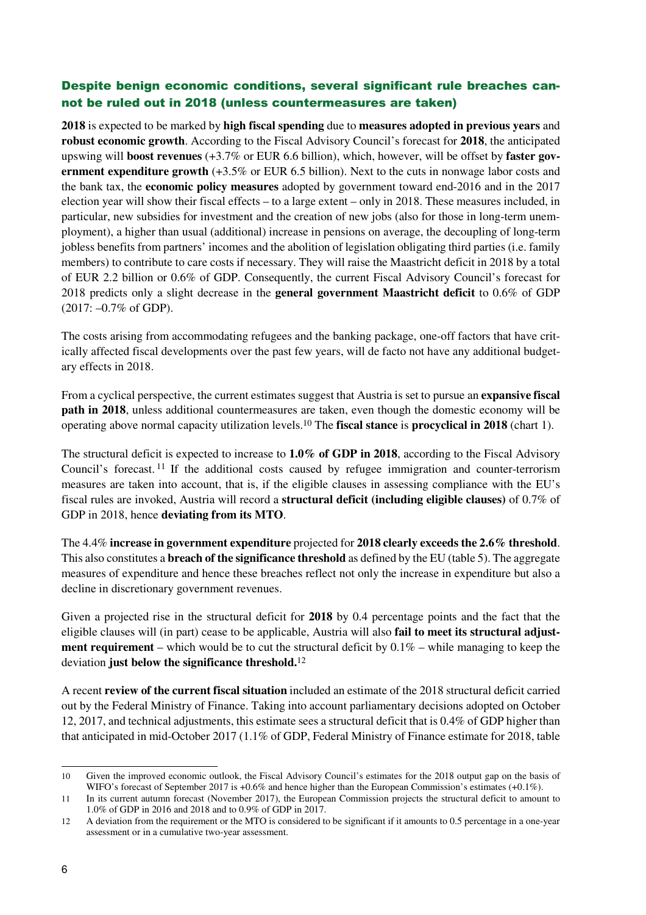### Despite benign economic conditions, several significant rule breaches cannot be ruled out in 2018 (unless countermeasures are taken)

**2018** is expected to be marked by **high fiscal spending** due to **measures adopted in previous years** and **robust economic growth**. According to the Fiscal Advisory Council's forecast for **2018**, the anticipated upswing will **boost revenues** (+3.7% or EUR 6.6 billion), which, however, will be offset by **faster government expenditure growth** (+3.5% or EUR 6.5 billion). Next to the cuts in nonwage labor costs and the bank tax, the **economic policy measures** adopted by government toward end-2016 and in the 2017 election year will show their fiscal effects – to a large extent – only in 2018. These measures included, in particular, new subsidies for investment and the creation of new jobs (also for those in long-term unemployment), a higher than usual (additional) increase in pensions on average, the decoupling of long-term jobless benefits from partners' incomes and the abolition of legislation obligating third parties (i.e. family members) to contribute to care costs if necessary. They will raise the Maastricht deficit in 2018 by a total of EUR 2.2 billion or 0.6% of GDP. Consequently, the current Fiscal Advisory Council's forecast for 2018 predicts only a slight decrease in the **general government Maastricht deficit** to 0.6% of GDP (2017: –0.7% of GDP).

The costs arising from accommodating refugees and the banking package, one-off factors that have critically affected fiscal developments over the past few years, will de facto not have any additional budgetary effects in 2018.

From a cyclical perspective, the current estimates suggest that Austria is set to pursue an **expansive fiscal path in 2018**, unless additional countermeasures are taken, even though the domestic economy will be operating above normal capacity utilization levels.[10] The **fiscal stance** is **procyclical in 2018** (chart 1).

The structural deficit is expected to increase to **1.0% of GDP in 2018**, according to the Fiscal Advisory Council's forecast.[11] If the additional costs caused by refugee immigration and counter-terrorism measures are taken into account, that is, if the eligible clauses in assessing compliance with the EU's fiscal rules are invoked, Austria will record a **structural deficit (including eligible clauses)** of 0.7% of GDP in 2018, hence **deviating from its MTO**.

The 4.4% **increase in government expenditure** projected for **2018 clearly exceeds the 2.6% threshold**. This also constitutes a **breach of the significance threshold** as defined by the EU (table 5). The aggregate measures of expenditure and hence these breaches reflect not only the increase in expenditure but also a decline in discretionary government revenues.

Given a projected rise in the structural deficit for **2018** by 0.4 percentage points and the fact that the eligible clauses will (in part) cease to be applicable, Austria will also **fail to meet its structural adjustment requirement** – which would be to cut the structural deficit by 0.1% – while managing to keep the deviation **just below the significance threshold.**[12]

A recent **review of the current fiscal situation** included an estimate of the 2018 structural deficit carried out by the Federal Ministry of Finance. Taking into account parliamentary decisions adopted on October 12, 2017, and technical adjustments, this estimate sees a structural deficit that is 0.4% of GDP higher than that anticipated in mid-October 2017 (1.1% of GDP, Federal Ministry of Finance estimate for 2018, table

---

10 Given the improved economic outlook, the Fiscal Advisory Council's estimates for the 2018 output gap on the basis of WIFO's forecast of September 2017 is +0.6% and hence higher than the European Commission's estimates (+0.1%).

11 In its current autumn forecast (November 2017), the European Commission projects the structural deficit to amount to 1.0% of GDP in 2016 and 2018 and to 0.9% of GDP in 2017.

12 A deviation from the requirement or the MTO is considered to be significant if it amounts to 0.5 percentage in a one-year assessment or in a cumulative two-year assessment.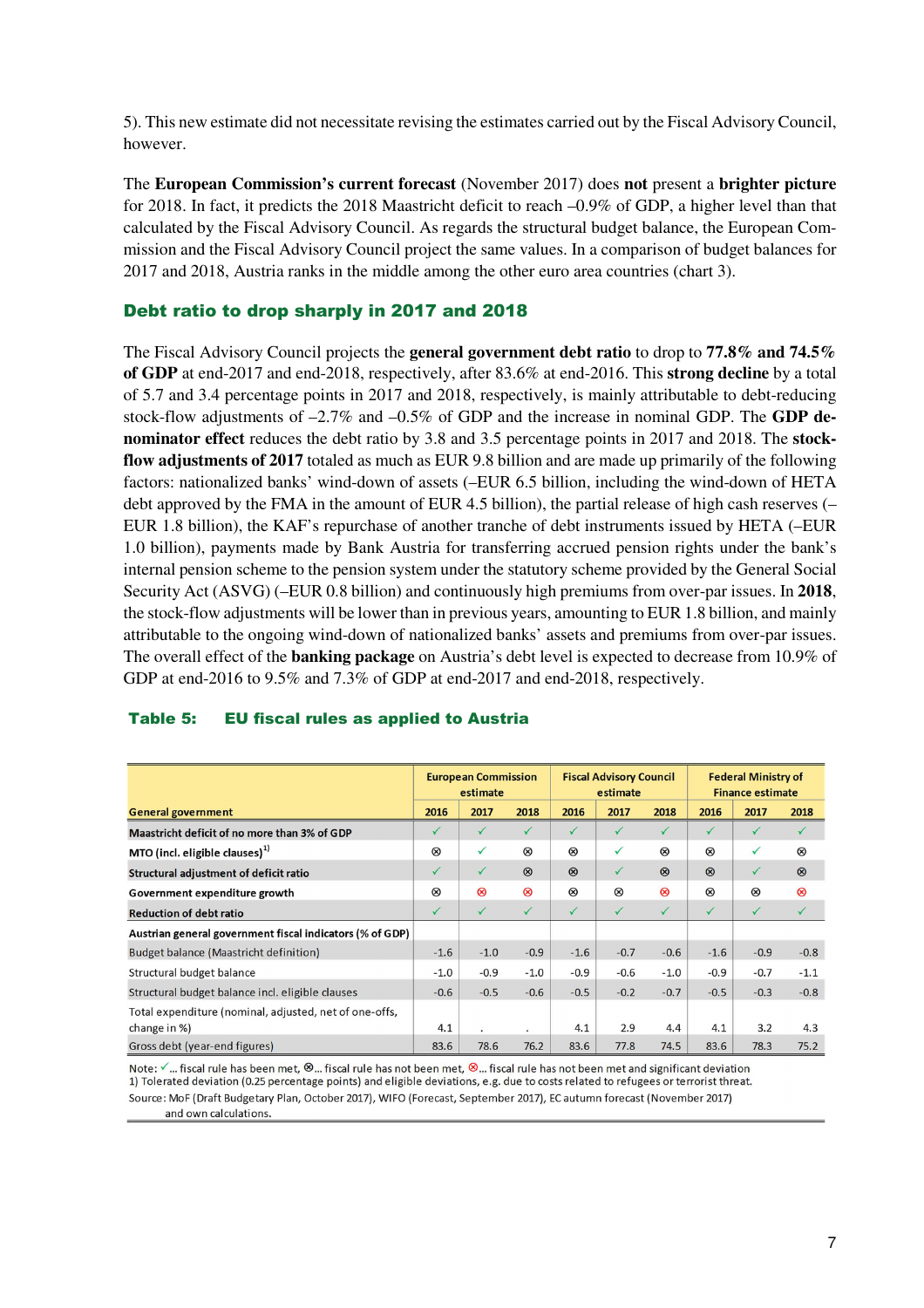5). This new estimate did not necessitate revising the estimates carried out by the Fiscal Advisory Council, however.

The **European Commission's current forecast** (November 2017) does **not** present a **brighter picture** for 2018. In fact, it predicts the 2018 Maastricht deficit to reach –0.9% of GDP, a higher level than that calculated by the Fiscal Advisory Council. As regards the structural budget balance, the European Commission and the Fiscal Advisory Council project the same values. In a comparison of budget balances for 2017 and 2018, Austria ranks in the middle among the other euro area countries (chart 3).

## Debt ratio to drop sharply in 2017 and 2018

The Fiscal Advisory Council projects the **general government debt ratio** to drop to **77.8% and 74.5% of GDP** at end-2017 and end-2018, respectively, after 83.6% at end-2016. This **strong decline** by a total of 5.7 and 3.4 percentage points in 2017 and 2018, respectively, is mainly attributable to debt-reducing stock-flow adjustments of –2.7% and –0.5% of GDP and the increase in nominal GDP. The **GDP denominator effect** reduces the debt ratio by 3.8 and 3.5 percentage points in 2017 and 2018. The **stock-flow adjustments of 2017** totaled as much as EUR 9.8 billion and are made up primarily of the following factors: nationalized banks' wind-down of assets (–EUR 6.5 billion, including the wind-down of HETA debt approved by the FMA in the amount of EUR 4.5 billion), the partial release of high cash reserves (–EUR 1.8 billion), the KAF's repurchase of another tranche of debt instruments issued by HETA (–EUR 1.0 billion), payments made by Bank Austria for transferring accrued pension rights under the bank's internal pension scheme to the pension system under the statutory scheme provided by the General Social Security Act (ASVG) (–EUR 0.8 billion) and continuously high premiums from over-par issues. In **2018**, the stock-flow adjustments will be lower than in previous years, amounting to EUR 1.8 billion, and mainly attributable to the ongoing wind-down of nationalized banks' assets and premiums from over-par issues. The overall effect of the **banking package** on Austria's debt level is expected to decrease from 10.9% of GDP at end-2016 to 9.5% and 7.3% of GDP at end-2017 and end-2018, respectively.

### Table 5: EU fiscal rules as applied to Austria

| General government | European Commission estimate | | | Fiscal Advisory Council estimate | | | Federal Ministry of Finance estimate | | |
|---|---|---|---|---|---|---|---|---|---|
| | 2016 | 2017 | 2018 | 2016 | 2017 | 2018 | 2016 | 2017 | 2018 |
| Maastricht deficit of no more than 3% of GDP | ✓ | ✓ | ✓ | ✓ | ✓ | ✓ | ✓ | ✓ | ✓ |
| MTO (incl. eligible clauses)[1] | ⊗ | ✓ | ⊗ | ⊗ | ✓ | ⊗ | ⊗ | ✓ | ⊗ |
| Structural adjustment of deficit ratio | ✓ | ✓ | ⊗ | ⊗ | ✓ | ⊗ | ⊗ | ✓ | ⊗ |
| Government expenditure growth | ⊗ | ⊗ | ⊗ | ⊗ | ⊗ | ⊗ | ⊗ | ⊗ | ⊗ |
| Reduction of debt ratio | ✓ | ✓ | ✓ | ✓ | ✓ | ✓ | ✓ | ✓ | ✓ |
| **Austrian general government fiscal indicators (% of GDP)** | | | | | | | | | |
| Budget balance (Maastricht definition) | -1.6 | -1.0 | -0.9 | -1.6 | -0.7 | -0.6 | -1.6 | -0.9 | -0.8 |
| Structural budget balance | -1.0 | -0.9 | -1.0 | -0.9 | -0.6 | -1.0 | -0.9 | -0.7 | -1.1 |
| Structural budget balance incl. eligible clauses | -0.6 | -0.5 | -0.6 | -0.5 | -0.2 | -0.7 | -0.5 | -0.3 | -0.8 |
| Total expenditure (nominal, adjusted, net of one-offs, change in %) | 4.1 | . | . | 4.1 | 2.9 | 4.4 | 4.1 | 3.2 | 4.3 |
| Gross debt (year-end figures) | 83.6 | 78.6 | 76.2 | 83.6 | 77.8 | 74.5 | 83.6 | 78.3 | 75.2 |

Note: ✓... fiscal rule has been met, ⊗... fiscal rule has not been met, ⊗... fiscal rule has not been met and significant deviation
1) Tolerated deviation (0.25 percentage points) and eligible deviations, e.g. due to costs related to refugees or terrorist threat.
Source: MoF (Draft Budgetary Plan, October 2017), WIFO (Forecast, September 2017), EC autumn forecast (November 2017) and own calculations.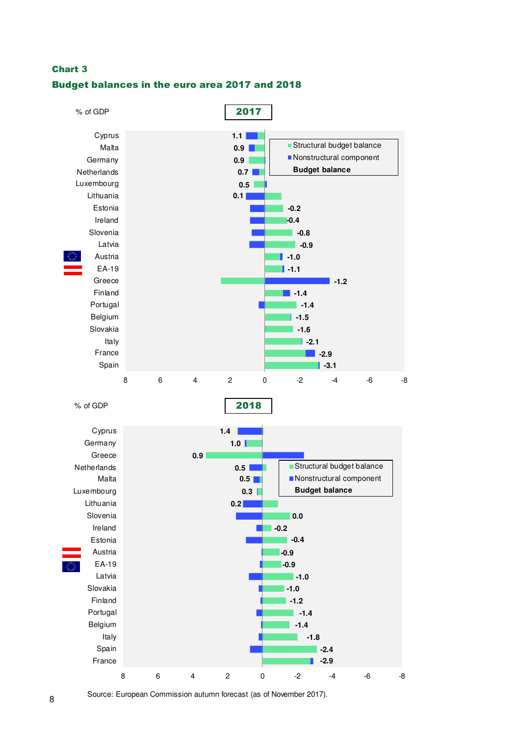**Chart 3**

**Budget balances in the euro area 2017 and 2018**

**2017** (% of GDP)

| Country | Budget balance |
|---|---|
| Cyprus | 1.1 |
| Malta | 0.9 |
| Germany | 0.9 |
| Netherlands | 0.7 |
| Luxembourg | 0.5 |
| Lithuania | 0.1 |
| Estonia | -0.2 |
| Ireland | -0.4 |
| Slovenia | -0.8 |
| Latvia | -0.9 |
| Austria | -1.0 |
| EA-19 | -1.1 |
| Greece | -1.2 |
| Finland | -1.4 |
| Portugal | -1.4 |
| Belgium | -1.5 |
| Slovakia | -1.6 |
| Italy | -2.1 |
| France | -2.9 |
| Spain | -3.1 |

Legend: Structural budget balance; Nonstructural component; Budget balance

**2018** (% of GDP)

| Country | Budget balance |
|---|---|
| Cyprus | 1.4 |
| Germany | 1.0 |
| Greece | 0.9 |
| Netherlands | 0.5 |
| Malta | 0.5 |
| Luxembourg | 0.3 |
| Lithuania | 0.2 |
| Slovenia | 0.0 |
| Ireland | -0.2 |
| Estonia | -0.4 |
| Austria | -0.9 |
| EA-19 | -0.9 |
| Latvia | -1.0 |
| Slovakia | -1.0 |
| Finland | -1.2 |
| Portugal | -1.4 |
| Belgium | -1.4 |
| Italy | -1.8 |
| Spain | -2.4 |
| France | -2.9 |

Legend: Structural budget balance; Nonstructural component; Budget balance

Source: European Commission autumn forecast (as of November 2017).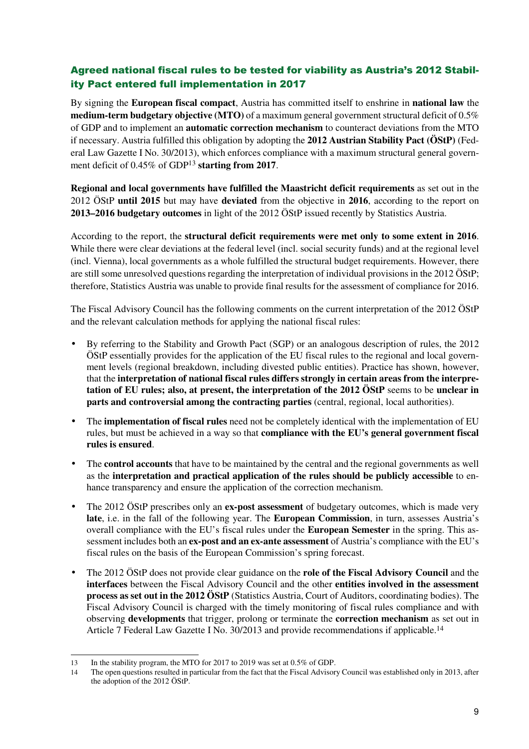## Agreed national fiscal rules to be tested for viability as Austria's 2012 Stability Pact entered full implementation in 2017

By signing the **European fiscal compact**, Austria has committed itself to enshrine in **national law** the **medium-term budgetary objective (MTO)** of a maximum general government structural deficit of 0.5% of GDP and to implement an **automatic correction mechanism** to counteract deviations from the MTO if necessary. Austria fulfilled this obligation by adopting the **2012 Austrian Stability Pact (ÖStP)** (Federal Law Gazette I No. 30/2013), which enforces compliance with a maximum structural general government deficit of 0.45% of GDP[13] **starting from 2017**.

**Regional and local governments have fulfilled the Maastricht deficit requirements** as set out in the 2012 ÖStP **until 2015** but may have **deviated** from the objective in **2016**, according to the report on **2013–2016 budgetary outcomes** in light of the 2012 ÖStP issued recently by Statistics Austria.

According to the report, the **structural deficit requirements were met only to some extent in 2016**. While there were clear deviations at the federal level (incl. social security funds) and at the regional level (incl. Vienna), local governments as a whole fulfilled the structural budget requirements. However, there are still some unresolved questions regarding the interpretation of individual provisions in the 2012 ÖStP; therefore, Statistics Austria was unable to provide final results for the assessment of compliance for 2016.

The Fiscal Advisory Council has the following comments on the current interpretation of the 2012 ÖStP and the relevant calculation methods for applying the national fiscal rules:

- By referring to the Stability and Growth Pact (SGP) or an analogous description of rules, the 2012 ÖStP essentially provides for the application of the EU fiscal rules to the regional and local government levels (regional breakdown, including divested public entities). Practice has shown, however, that the **interpretation of national fiscal rules differs strongly in certain areas from the interpretation of EU rules; also, at present, the interpretation of the 2012 ÖStP** seems to be **unclear in parts and controversial among the contracting parties** (central, regional, local authorities).
- The **implementation of fiscal rules** need not be completely identical with the implementation of EU rules, but must be achieved in a way so that **compliance with the EU's general government fiscal rules is ensured**.
- The **control accounts** that have to be maintained by the central and the regional governments as well as the **interpretation and practical application of the rules should be publicly accessible** to enhance transparency and ensure the application of the correction mechanism.
- The 2012 ÖStP prescribes only an **ex-post assessment** of budgetary outcomes, which is made very **late**, i.e. in the fall of the following year. The **European Commission**, in turn, assesses Austria's overall compliance with the EU's fiscal rules under the **European Semester** in the spring. This assessment includes both an **ex-post and an ex-ante assessment** of Austria's compliance with the EU's fiscal rules on the basis of the European Commission's spring forecast.
- The 2012 ÖStP does not provide clear guidance on the **role of the Fiscal Advisory Council** and the **interfaces** between the Fiscal Advisory Council and the other **entities involved in the assessment process as set out in the 2012 ÖStP** (Statistics Austria, Court of Auditors, coordinating bodies). The Fiscal Advisory Council is charged with the timely monitoring of fiscal rules compliance and with observing **developments** that trigger, prolong or terminate the **correction mechanism** as set out in Article 7 Federal Law Gazette I No. 30/2013 and provide recommendations if applicable.[14]

---

13 In the stability program, the MTO for 2017 to 2019 was set at 0.5% of GDP.

14 The open questions resulted in particular from the fact that the Fiscal Advisory Council was established only in 2013, after the adoption of the 2012 ÖStP.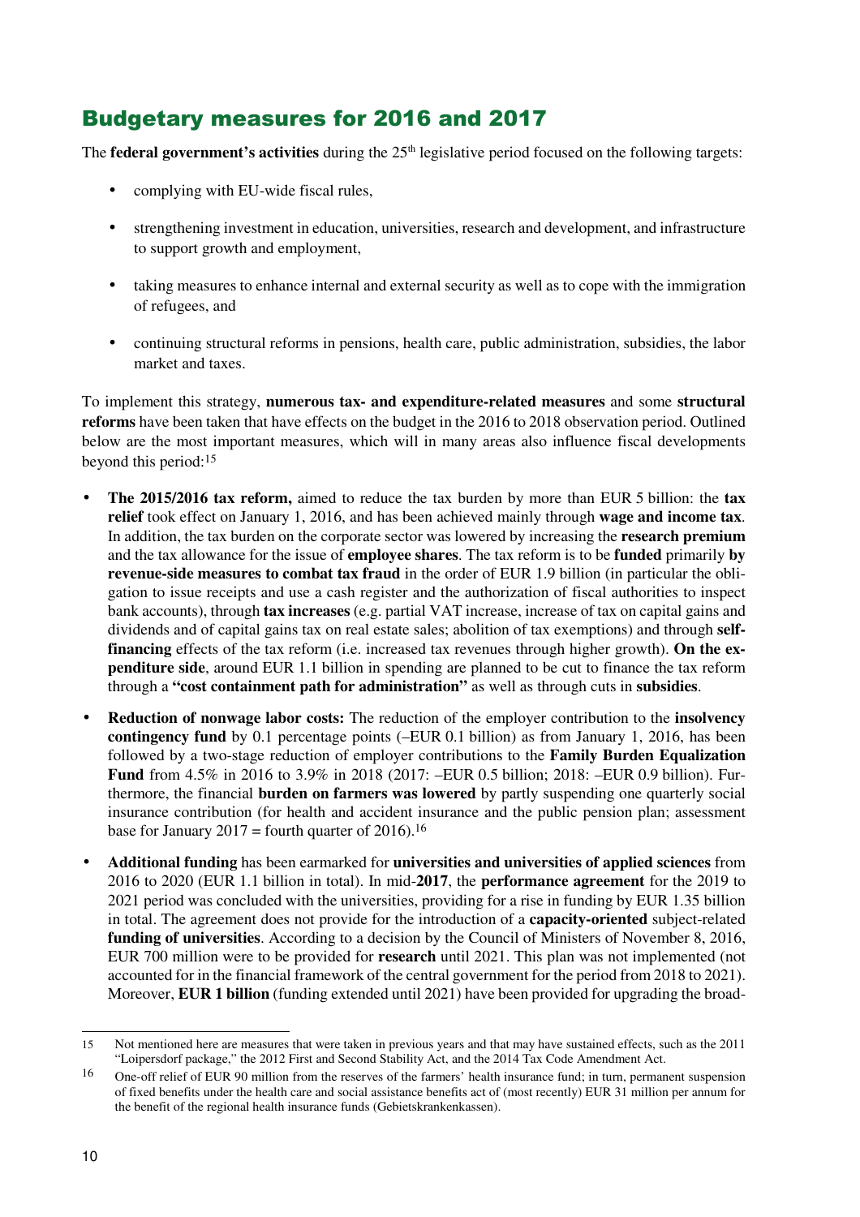## Budgetary measures for 2016 and 2017

The **federal government's activities** during the 25th legislative period focused on the following targets:

- complying with EU-wide fiscal rules,
- strengthening investment in education, universities, research and development, and infrastructure to support growth and employment,
- taking measures to enhance internal and external security as well as to cope with the immigration of refugees, and
- continuing structural reforms in pensions, health care, public administration, subsidies, the labor market and taxes.

To implement this strategy, **numerous tax- and expenditure-related measures** and some **structural reforms** have been taken that have effects on the budget in the 2016 to 2018 observation period. Outlined below are the most important measures, which will in many areas also influence fiscal developments beyond this period:[15]

- **The 2015/2016 tax reform,** aimed to reduce the tax burden by more than EUR 5 billion: the **tax relief** took effect on January 1, 2016, and has been achieved mainly through **wage and income tax**. In addition, the tax burden on the corporate sector was lowered by increasing the **research premium** and the tax allowance for the issue of **employee shares**. The tax reform is to be **funded** primarily **by revenue-side measures to combat tax fraud** in the order of EUR 1.9 billion (in particular the obligation to issue receipts and use a cash register and the authorization of fiscal authorities to inspect bank accounts), through **tax increases** (e.g. partial VAT increase, increase of tax on capital gains and dividends and of capital gains tax on real estate sales; abolition of tax exemptions) and through **self-financing** effects of the tax reform (i.e. increased tax revenues through higher growth). **On the expenditure side**, around EUR 1.1 billion in spending are planned to be cut to finance the tax reform through a **"cost containment path for administration"** as well as through cuts in **subsidies**.
- **Reduction of nonwage labor costs:** The reduction of the employer contribution to the **insolvency contingency fund** by 0.1 percentage points (–EUR 0.1 billion) as from January 1, 2016, has been followed by a two-stage reduction of employer contributions to the **Family Burden Equalization Fund** from 4.5% in 2016 to 3.9% in 2018 (2017: –EUR 0.5 billion; 2018: –EUR 0.9 billion). Furthermore, the financial **burden on farmers was lowered** by partly suspending one quarterly social insurance contribution (for health and accident insurance and the public pension plan; assessment base for January 2017 = fourth quarter of 2016).[16]
- **Additional funding** has been earmarked for **universities and universities of applied sciences** from 2016 to 2020 (EUR 1.1 billion in total). In mid-**2017**, the **performance agreement** for the 2019 to 2021 period was concluded with the universities, providing for a rise in funding by EUR 1.35 billion in total. The agreement does not provide for the introduction of a **capacity-oriented** subject-related **funding of universities**. According to a decision by the Council of Ministers of November 8, 2016, EUR 700 million were to be provided for **research** until 2021. This plan was not implemented (not accounted for in the financial framework of the central government for the period from 2018 to 2021). Moreover, **EUR 1 billion** (funding extended until 2021) have been provided for upgrading the broad-

---

15 Not mentioned here are measures that were taken in previous years and that may have sustained effects, such as the 2011 "Loipersdorf package," the 2012 First and Second Stability Act, and the 2014 Tax Code Amendment Act.

16 One-off relief of EUR 90 million from the reserves of the farmers' health insurance fund; in turn, permanent suspension of fixed benefits under the health care and social assistance benefits act of (most recently) EUR 31 million per annum for the benefit of the regional health insurance funds (Gebietskrankenkassen).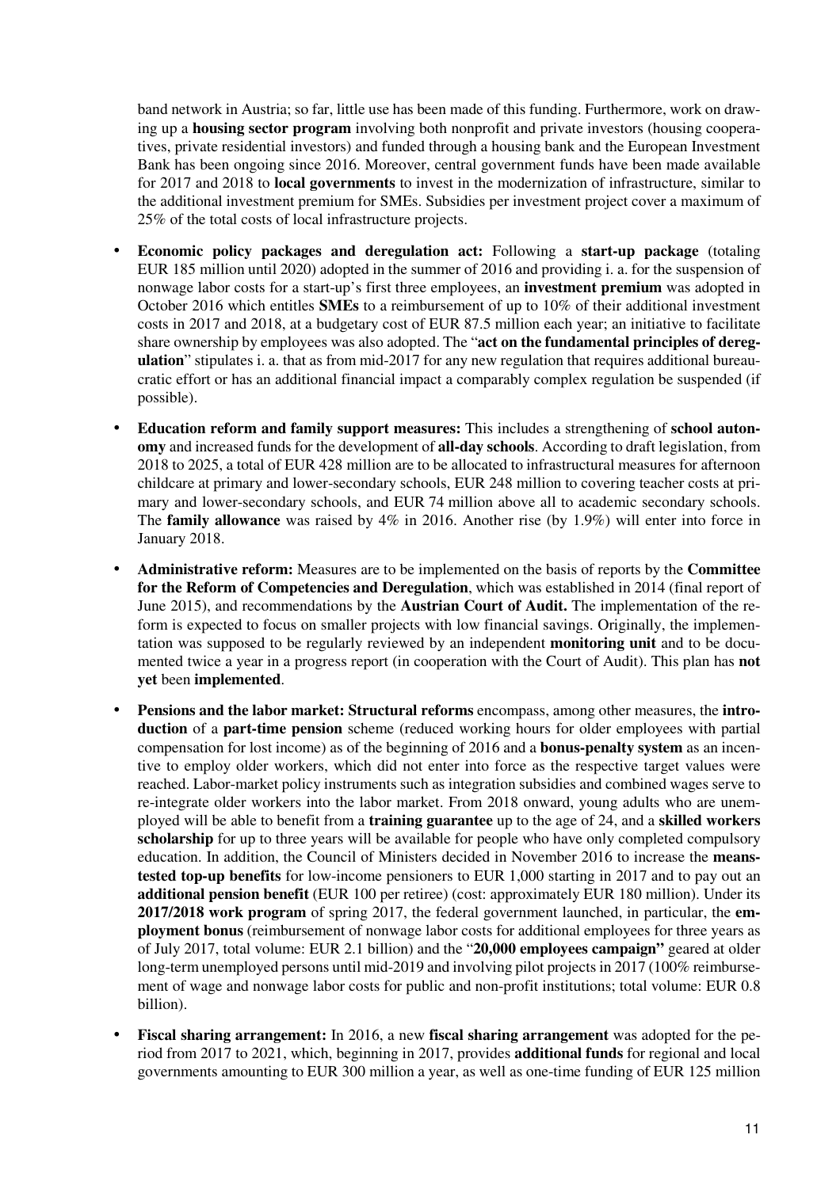band network in Austria; so far, little use has been made of this funding. Furthermore, work on drawing up a **housing sector program** involving both nonprofit and private investors (housing cooperatives, private residential investors) and funded through a housing bank and the European Investment Bank has been ongoing since 2016. Moreover, central government funds have been made available for 2017 and 2018 to **local governments** to invest in the modernization of infrastructure, similar to the additional investment premium for SMEs. Subsidies per investment project cover a maximum of 25% of the total costs of local infrastructure projects.

- **Economic policy packages and deregulation act:** Following a **start-up package** (totaling EUR 185 million until 2020) adopted in the summer of 2016 and providing i. a. for the suspension of nonwage labor costs for a start-up's first three employees, an **investment premium** was adopted in October 2016 which entitles **SMEs** to a reimbursement of up to 10% of their additional investment costs in 2017 and 2018, at a budgetary cost of EUR 87.5 million each year; an initiative to facilitate share ownership by employees was also adopted. The "**act on the fundamental principles of deregulation**" stipulates i. a. that as from mid-2017 for any new regulation that requires additional bureaucratic effort or has an additional financial impact a comparably complex regulation be suspended (if possible).
- **Education reform and family support measures:** This includes a strengthening of **school autonomy** and increased funds for the development of **all-day schools**. According to draft legislation, from 2018 to 2025, a total of EUR 428 million are to be allocated to infrastructural measures for afternoon childcare at primary and lower-secondary schools, EUR 248 million to covering teacher costs at primary and lower-secondary schools, and EUR 74 million above all to academic secondary schools. The **family allowance** was raised by 4% in 2016. Another rise (by 1.9%) will enter into force in January 2018.
- **Administrative reform:** Measures are to be implemented on the basis of reports by the **Committee for the Reform of Competencies and Deregulation**, which was established in 2014 (final report of June 2015), and recommendations by the **Austrian Court of Audit.** The implementation of the reform is expected to focus on smaller projects with low financial savings. Originally, the implementation was supposed to be regularly reviewed by an independent **monitoring unit** and to be documented twice a year in a progress report (in cooperation with the Court of Audit). This plan has **not yet** been **implemented**.
- **Pensions and the labor market: Structural reforms** encompass, among other measures, the **introduction** of a **part-time pension** scheme (reduced working hours for older employees with partial compensation for lost income) as of the beginning of 2016 and a **bonus-penalty system** as an incentive to employ older workers, which did not enter into force as the respective target values were reached. Labor-market policy instruments such as integration subsidies and combined wages serve to re-integrate older workers into the labor market. From 2018 onward, young adults who are unemployed will be able to benefit from a **training guarantee** up to the age of 24, and a **skilled workers scholarship** for up to three years will be available for people who have only completed compulsory education. In addition, the Council of Ministers decided in November 2016 to increase the **means-tested top-up benefits** for low-income pensioners to EUR 1,000 starting in 2017 and to pay out an **additional pension benefit** (EUR 100 per retiree) (cost: approximately EUR 180 million). Under its **2017/2018 work program** of spring 2017, the federal government launched, in particular, the **employment bonus** (reimbursement of nonwage labor costs for additional employees for three years as of July 2017, total volume: EUR 2.1 billion) and the "**20,000 employees campaign"** geared at older long-term unemployed persons until mid-2019 and involving pilot projects in 2017 (100% reimbursement of wage and nonwage labor costs for public and non-profit institutions; total volume: EUR 0.8 billion).
- **Fiscal sharing arrangement:** In 2016, a new **fiscal sharing arrangement** was adopted for the period from 2017 to 2021, which, beginning in 2017, provides **additional funds** for regional and local governments amounting to EUR 300 million a year, as well as one-time funding of EUR 125 million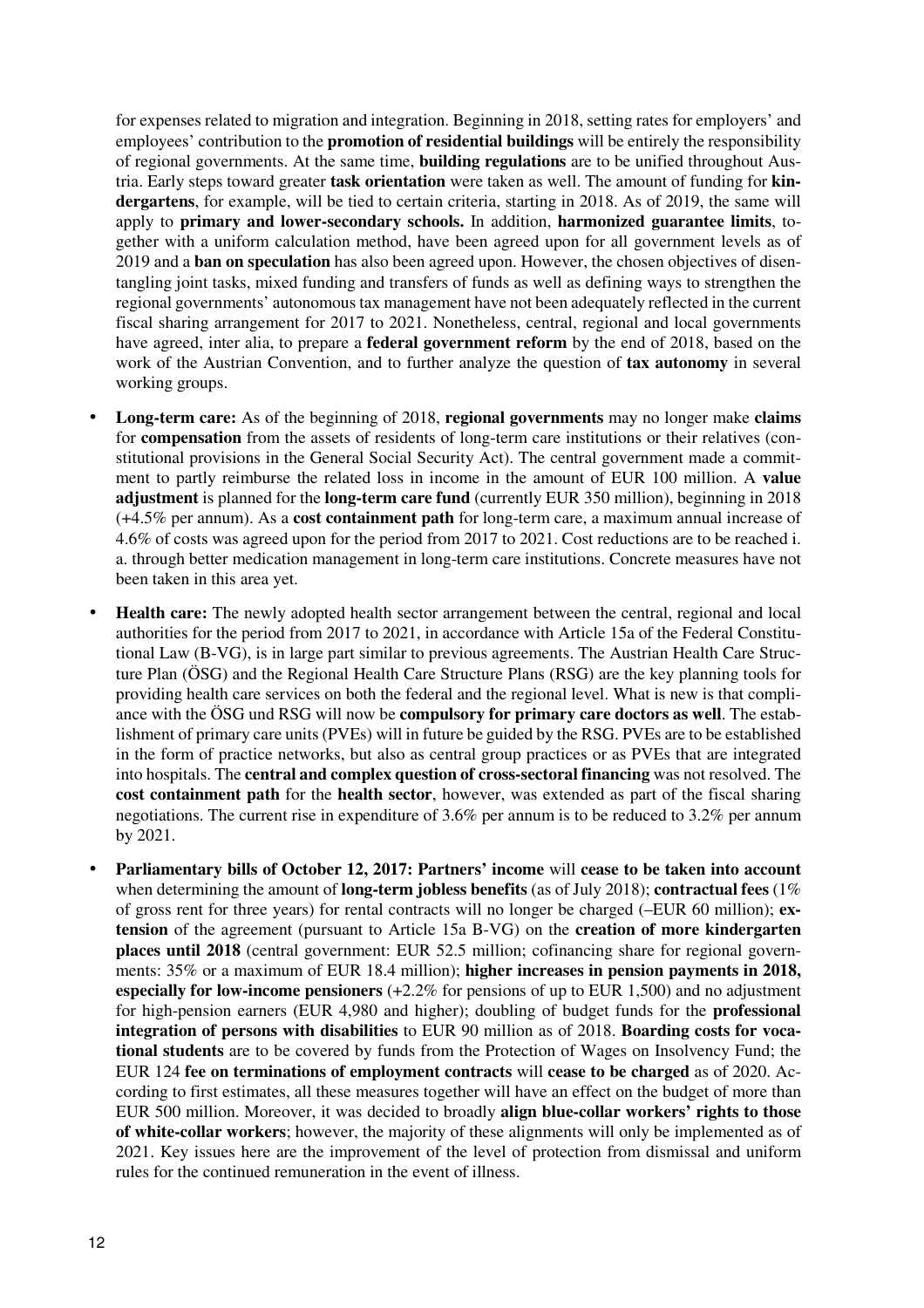for expenses related to migration and integration. Beginning in 2018, setting rates for employers' and employees' contribution to the **promotion of residential buildings** will be entirely the responsibility of regional governments. At the same time, **building regulations** are to be unified throughout Austria. Early steps toward greater **task orientation** were taken as well. The amount of funding for **kindergartens**, for example, will be tied to certain criteria, starting in 2018. As of 2019, the same will apply to **primary and lower-secondary schools.** In addition, **harmonized guarantee limits**, together with a uniform calculation method, have been agreed upon for all government levels as of 2019 and a **ban on speculation** has also been agreed upon. However, the chosen objectives of disentangling joint tasks, mixed funding and transfers of funds as well as defining ways to strengthen the regional governments' autonomous tax management have not been adequately reflected in the current fiscal sharing arrangement for 2017 to 2021. Nonetheless, central, regional and local governments have agreed, inter alia, to prepare a **federal government reform** by the end of 2018, based on the work of the Austrian Convention, and to further analyze the question of **tax autonomy** in several working groups.

- **Long-term care:** As of the beginning of 2018, **regional governments** may no longer make **claims** for **compensation** from the assets of residents of long-term care institutions or their relatives (constitutional provisions in the General Social Security Act). The central government made a commitment to partly reimburse the related loss in income in the amount of EUR 100 million. A **value adjustment** is planned for the **long-term care fund** (currently EUR 350 million), beginning in 2018 (+4.5% per annum). As a **cost containment path** for long-term care, a maximum annual increase of 4.6% of costs was agreed upon for the period from 2017 to 2021. Cost reductions are to be reached i. a. through better medication management in long-term care institutions. Concrete measures have not been taken in this area yet.
- **Health care:** The newly adopted health sector arrangement between the central, regional and local authorities for the period from 2017 to 2021, in accordance with Article 15a of the Federal Constitutional Law (B-VG), is in large part similar to previous agreements. The Austrian Health Care Structure Plan (ÖSG) and the Regional Health Care Structure Plans (RSG) are the key planning tools for providing health care services on both the federal and the regional level. What is new is that compliance with the ÖSG und RSG will now be **compulsory for primary care doctors as well**. The establishment of primary care units (PVEs) will in future be guided by the RSG. PVEs are to be established in the form of practice networks, but also as central group practices or as PVEs that are integrated into hospitals. The **central and complex question of cross-sectoral financing** was not resolved. The **cost containment path** for the **health sector**, however, was extended as part of the fiscal sharing negotiations. The current rise in expenditure of 3.6% per annum is to be reduced to 3.2% per annum by 2021.
- **Parliamentary bills of October 12, 2017: Partners' income** will **cease to be taken into account** when determining the amount of **long-term jobless benefits** (as of July 2018); **contractual fees** (1% of gross rent for three years) for rental contracts will no longer be charged (–EUR 60 million); **extension** of the agreement (pursuant to Article 15a B-VG) on the **creation of more kindergarten places until 2018** (central government: EUR 52.5 million; cofinancing share for regional governments: 35% or a maximum of EUR 18.4 million); **higher increases in pension payments in 2018, especially for low-income pensioners** (+2.2% for pensions of up to EUR 1,500) and no adjustment for high-pension earners (EUR 4,980 and higher); doubling of budget funds for the **professional integration of persons with disabilities** to EUR 90 million as of 2018. **Boarding costs for vocational students** are to be covered by funds from the Protection of Wages on Insolvency Fund; the EUR 124 **fee on terminations of employment contracts** will **cease to be charged** as of 2020. According to first estimates, all these measures together will have an effect on the budget of more than EUR 500 million. Moreover, it was decided to broadly **align blue-collar workers' rights to those of white-collar workers**; however, the majority of these alignments will only be implemented as of 2021. Key issues here are the improvement of the level of protection from dismissal and uniform rules for the continued remuneration in the event of illness.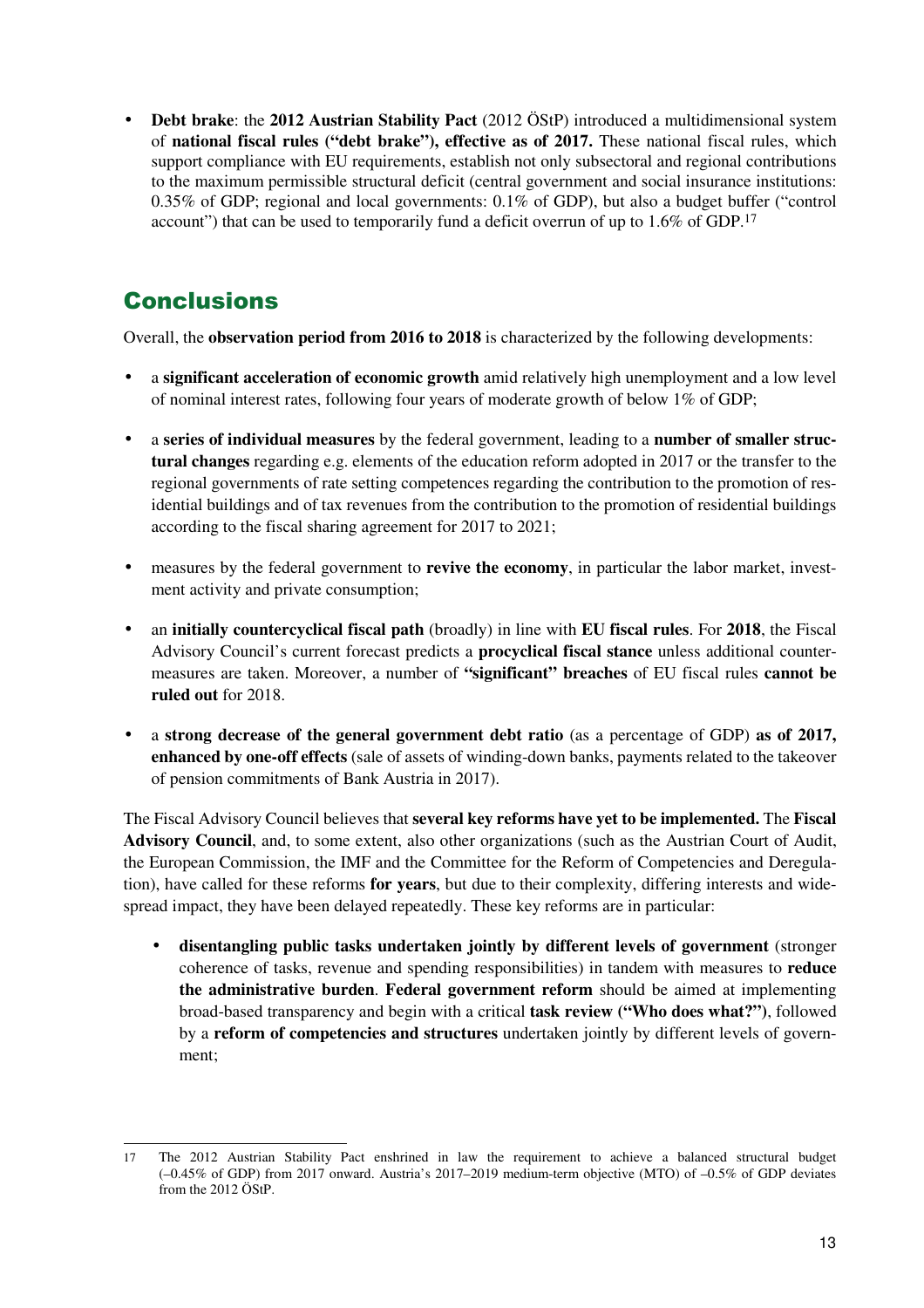- **Debt brake**: the **2012 Austrian Stability Pact** (2012 ÖStP) introduced a multidimensional system of **national fiscal rules ("debt brake"), effective as of 2017.** These national fiscal rules, which support compliance with EU requirements, establish not only subsectoral and regional contributions to the maximum permissible structural deficit (central government and social insurance institutions: 0.35% of GDP; regional and local governments: 0.1% of GDP), but also a budget buffer ("control account") that can be used to temporarily fund a deficit overrun of up to 1.6% of GDP.[17]

## Conclusions

Overall, the **observation period from 2016 to 2018** is characterized by the following developments:

- a **significant acceleration of economic growth** amid relatively high unemployment and a low level of nominal interest rates, following four years of moderate growth of below 1% of GDP;
- a **series of individual measures** by the federal government, leading to a **number of smaller structural changes** regarding e.g. elements of the education reform adopted in 2017 or the transfer to the regional governments of rate setting competences regarding the contribution to the promotion of residential buildings and of tax revenues from the contribution to the promotion of residential buildings according to the fiscal sharing agreement for 2017 to 2021;
- measures by the federal government to **revive the economy**, in particular the labor market, investment activity and private consumption;
- an **initially countercyclical fiscal path** (broadly) in line with **EU fiscal rules**. For **2018**, the Fiscal Advisory Council's current forecast predicts a **procyclical fiscal stance** unless additional countermeasures are taken. Moreover, a number of **"significant" breaches** of EU fiscal rules **cannot be ruled out** for 2018.
- a **strong decrease of the general government debt ratio** (as a percentage of GDP) **as of 2017, enhanced by one-off effects** (sale of assets of winding-down banks, payments related to the takeover of pension commitments of Bank Austria in 2017).

The Fiscal Advisory Council believes that **several key reforms have yet to be implemented.** The **Fiscal Advisory Council**, and, to some extent, also other organizations (such as the Austrian Court of Audit, the European Commission, the IMF and the Committee for the Reform of Competencies and Deregulation), have called for these reforms **for years**, but due to their complexity, differing interests and widespread impact, they have been delayed repeatedly. These key reforms are in particular:

- **disentangling public tasks undertaken jointly by different levels of government** (stronger coherence of tasks, revenue and spending responsibilities) in tandem with measures to **reduce the administrative burden**. **Federal government reform** should be aimed at implementing broad-based transparency and begin with a critical **task review ("Who does what?")**, followed by a **reform of competencies and structures** undertaken jointly by different levels of government;

---

[17] The 2012 Austrian Stability Pact enshrined in law the requirement to achieve a balanced structural budget (–0.45% of GDP) from 2017 onward. Austria's 2017–2019 medium-term objective (MTO) of –0.5% of GDP deviates from the 2012 ÖStP.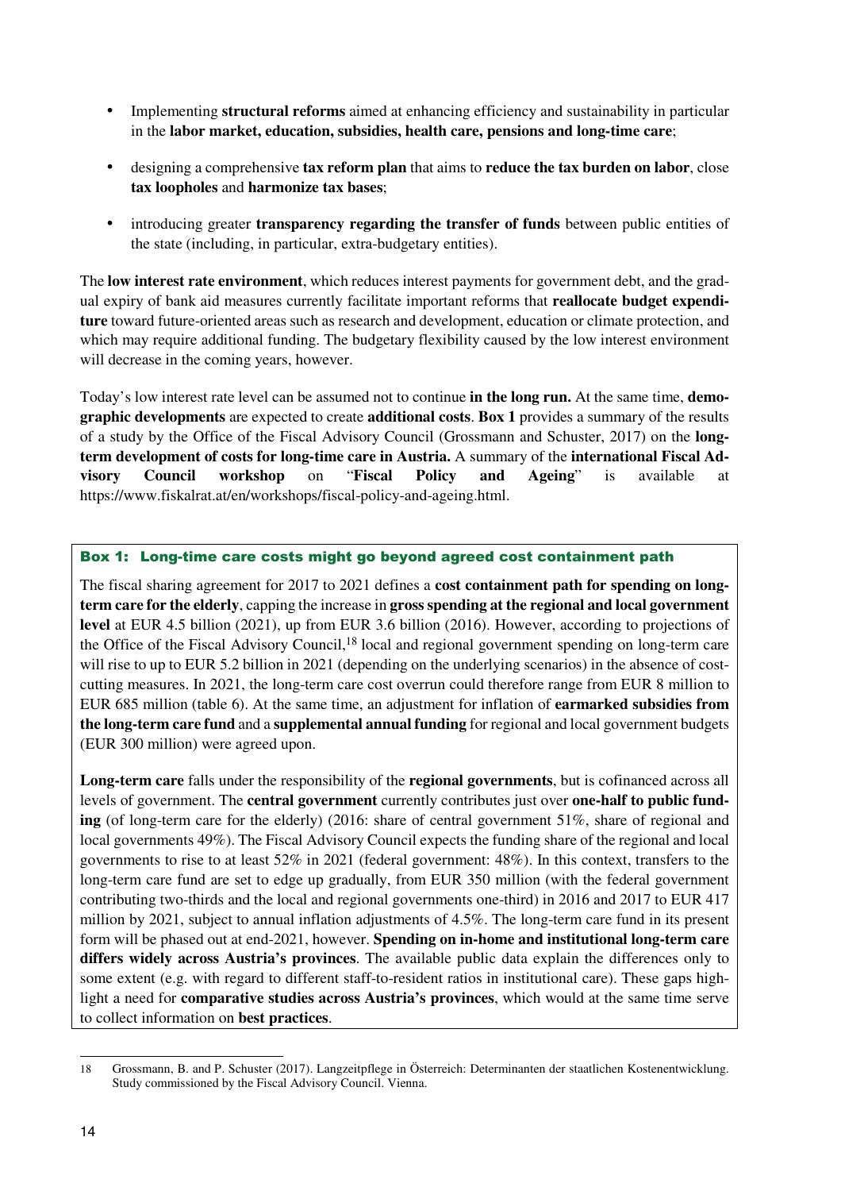- Implementing **structural reforms** aimed at enhancing efficiency and sustainability in particular in the **labor market, education, subsidies, health care, pensions and long-time care**;
- designing a comprehensive **tax reform plan** that aims to **reduce the tax burden on labor**, close **tax loopholes** and **harmonize tax bases**;
- introducing greater **transparency regarding the transfer of funds** between public entities of the state (including, in particular, extra-budgetary entities).

The **low interest rate environment**, which reduces interest payments for government debt, and the gradual expiry of bank aid measures currently facilitate important reforms that **reallocate budget expenditure** toward future-oriented areas such as research and development, education or climate protection, and which may require additional funding. The budgetary flexibility caused by the low interest environment will decrease in the coming years, however.

Today's low interest rate level can be assumed not to continue **in the long run.** At the same time, **demographic developments** are expected to create **additional costs**. **Box 1** provides a summary of the results of a study by the Office of the Fiscal Advisory Council (Grossmann and Schuster, 2017) on the **long-term development of costs for long-time care in Austria.** A summary of the **international Fiscal Advisory Council workshop** on "**Fiscal Policy and Ageing**" is available at https://www.fiskalrat.at/en/workshops/fiscal-policy-and-ageing.html.

### Box 1: Long-time care costs might go beyond agreed cost containment path

The fiscal sharing agreement for 2017 to 2021 defines a **cost containment path for spending on long-term care for the elderly**, capping the increase in **gross spending at the regional and local government level** at EUR 4.5 billion (2021), up from EUR 3.6 billion (2016). However, according to projections of the Office of the Fiscal Advisory Council,[18] local and regional government spending on long-term care will rise to up to EUR 5.2 billion in 2021 (depending on the underlying scenarios) in the absence of cost-cutting measures. In 2021, the long-term care cost overrun could therefore range from EUR 8 million to EUR 685 million (table 6). At the same time, an adjustment for inflation of **earmarked subsidies from the long-term care fund** and a **supplemental annual funding** for regional and local government budgets (EUR 300 million) were agreed upon.

**Long-term care** falls under the responsibility of the **regional governments**, but is cofinanced across all levels of government. The **central government** currently contributes just over **one-half to public funding** (of long-term care for the elderly) (2016: share of central government 51%, share of regional and local governments 49%). The Fiscal Advisory Council expects the funding share of the regional and local governments to rise to at least 52% in 2021 (federal government: 48%). In this context, transfers to the long-term care fund are set to edge up gradually, from EUR 350 million (with the federal government contributing two-thirds and the local and regional governments one-third) in 2016 and 2017 to EUR 417 million by 2021, subject to annual inflation adjustments of 4.5%. The long-term care fund in its present form will be phased out at end-2021, however. **Spending on in-home and institutional long-term care differs widely across Austria's provinces**. The available public data explain the differences only to some extent (e.g. with regard to different staff-to-resident ratios in institutional care). These gaps highlight a need for **comparative studies across Austria's provinces**, which would at the same time serve to collect information on **best practices**.

---

18 Grossmann, B. and P. Schuster (2017). Langzeitpflege in Österreich: Determinanten der staatlichen Kostenentwicklung. Study commissioned by the Fiscal Advisory Council. Vienna.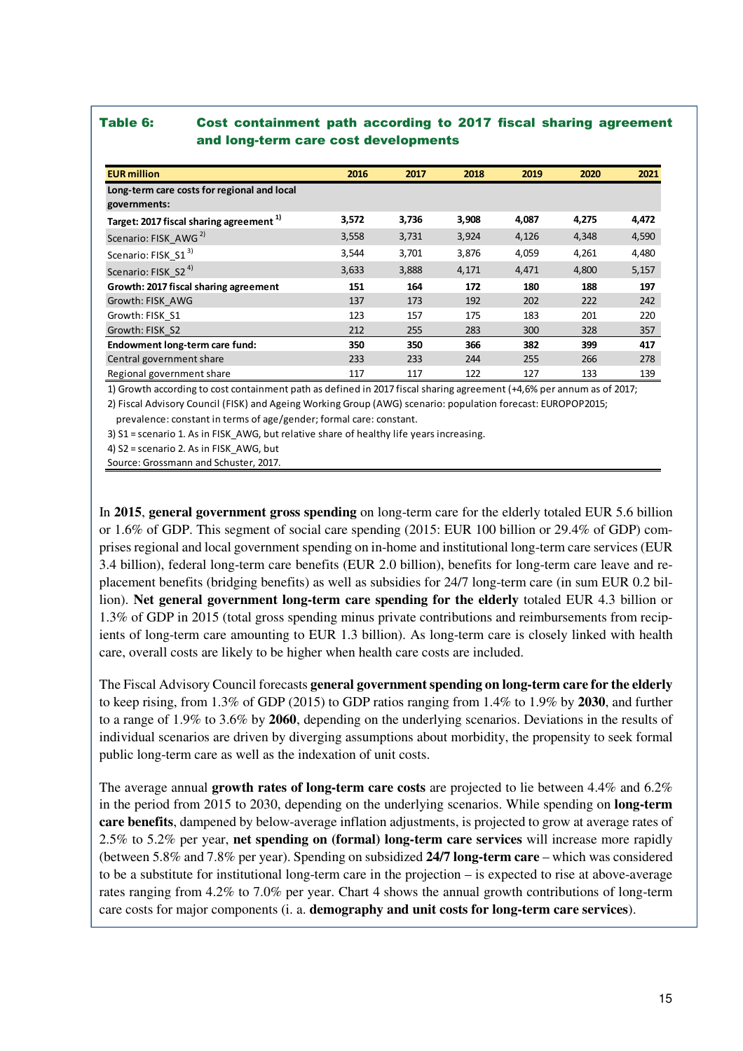**Table 6: Cost containment path according to 2017 fiscal sharing agreement and long-term care cost developments**

| EUR million | 2016 | 2017 | 2018 | 2019 | 2020 | 2021 |
|---|---|---|---|---|---|---|
| **Long-term care costs for regional and local governments:** | | | | | | |
| **Target: 2017 fiscal sharing agreement [1)]** | **3,572** | **3,736** | **3,908** | **4,087** | **4,275** | **4,472** |
| Scenario: FISK_AWG [2)] | 3,558 | 3,731 | 3,924 | 4,126 | 4,348 | 4,590 |
| Scenario: FISK_S1 [3)] | 3,544 | 3,701 | 3,876 | 4,059 | 4,261 | 4,480 |
| Scenario: FISK_S2 [4)] | 3,633 | 3,888 | 4,171 | 4,471 | 4,800 | 5,157 |
| **Growth: 2017 fiscal sharing agreement** | **151** | **164** | **172** | **180** | **188** | **197** |
| Growth: FISK_AWG | 137 | 173 | 192 | 202 | 222 | 242 |
| Growth: FISK_S1 | 123 | 157 | 175 | 183 | 201 | 220 |
| Growth: FISK_S2 | 212 | 255 | 283 | 300 | 328 | 357 |
| **Endowment long-term care fund:** | **350** | **350** | **366** | **382** | **399** | **417** |
| Central government share | 233 | 233 | 244 | 255 | 266 | 278 |
| Regional government share | 117 | 117 | 122 | 127 | 133 | 139 |

1) Growth according to cost containment path as defined in 2017 fiscal sharing agreement (+4,6% per annum as of 2017;
2) Fiscal Advisory Council (FISK) and Ageing Working Group (AWG) scenario: population forecast: EUROPOP2015; prevalence: constant in terms of age/gender; formal care: constant.
3) S1 = scenario 1. As in FISK_AWG, but relative share of healthy life years increasing.
4) S2 = scenario 2. As in FISK_AWG, but
Source: Grossmann and Schuster, 2017.

In **2015**, **general government gross spending** on long-term care for the elderly totaled EUR 5.6 billion or 1.6% of GDP. This segment of social care spending (2015: EUR 100 billion or 29.4% of GDP) comprises regional and local government spending on in-home and institutional long-term care services (EUR 3.4 billion), federal long-term care benefits (EUR 2.0 billion), benefits for long-term care leave and replacement benefits (bridging benefits) as well as subsidies for 24/7 long-term care (in sum EUR 0.2 billion). **Net general government long-term care spending for the elderly** totaled EUR 4.3 billion or 1.3% of GDP in 2015 (total gross spending minus private contributions and reimbursements from recipients of long-term care amounting to EUR 1.3 billion). As long-term care is closely linked with health care, overall costs are likely to be higher when health care costs are included.

The Fiscal Advisory Council forecasts **general government spending on long-term care for the elderly** to keep rising, from 1.3% of GDP (2015) to GDP ratios ranging from 1.4% to 1.9% by **2030**, and further to a range of 1.9% to 3.6% by **2060**, depending on the underlying scenarios. Deviations in the results of individual scenarios are driven by diverging assumptions about morbidity, the propensity to seek formal public long-term care as well as the indexation of unit costs.

The average annual **growth rates of long-term care costs** are projected to lie between 4.4% and 6.2% in the period from 2015 to 2030, depending on the underlying scenarios. While spending on **long-term care benefits**, dampened by below-average inflation adjustments, is projected to grow at average rates of 2.5% to 5.2% per year, **net spending on (formal) long-term care services** will increase more rapidly (between 5.8% and 7.8% per year). Spending on subsidized **24/7 long-term care** – which was considered to be a substitute for institutional long-term care in the projection – is expected to rise at above-average rates ranging from 4.2% to 7.0% per year. Chart 4 shows the annual growth contributions of long-term care costs for major components (i. a. **demography and unit costs for long-term care services**).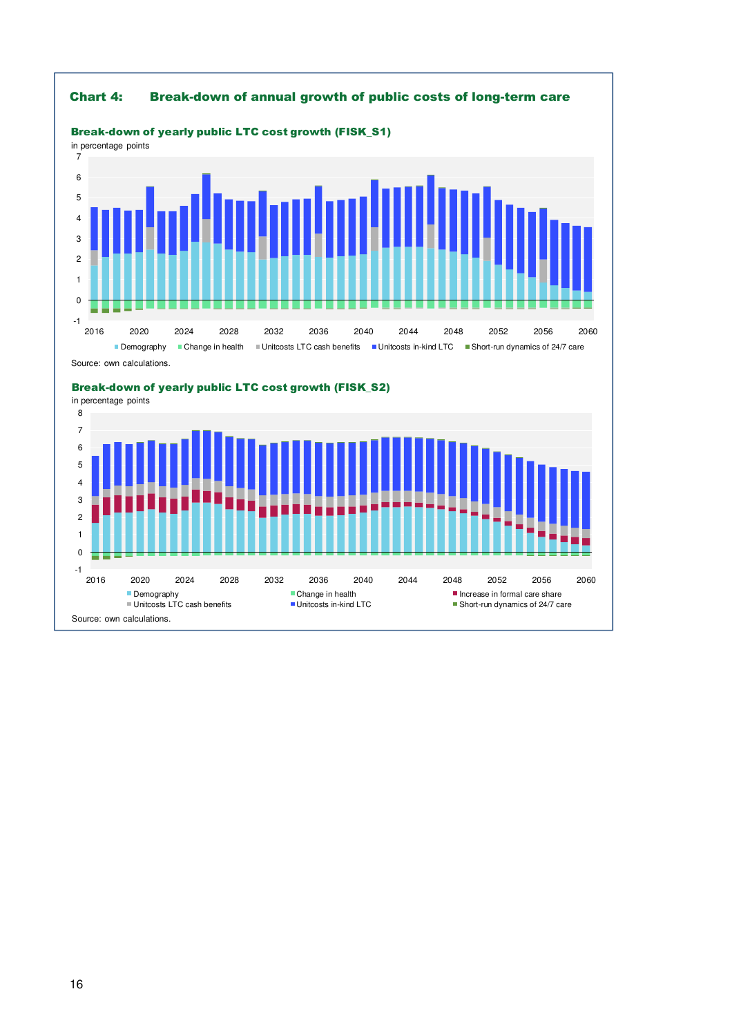## Chart 4: Break-down of annual growth of public costs of long-term care

### Break-down of yearly public LTC cost growth (FISK_S1)

in percentage points

7
6
5
4
3
2
1
0
-1

2016 2020 2024 2028 2032 2036 2040 2044 2048 2052 2056 2060

Demography
Change in health
Unitcosts LTC cash benefits
Unitcosts in-kind LTC
Short-run dynamics of 24/7 care

Source: own calculations.

### Break-down of yearly public LTC cost growth (FISK_S2)

in percentage points

8
7
6
5
4
3
2
1
0
-1

2016 2020 2024 2028 2032 2036 2040 2044 2048 2052 2056 2060

Demography
Change in health
Increase in formal care share
Unitcosts LTC cash benefits
Unitcosts in-kind LTC
Short-run dynamics of 24/7 care

Source: own calculations.